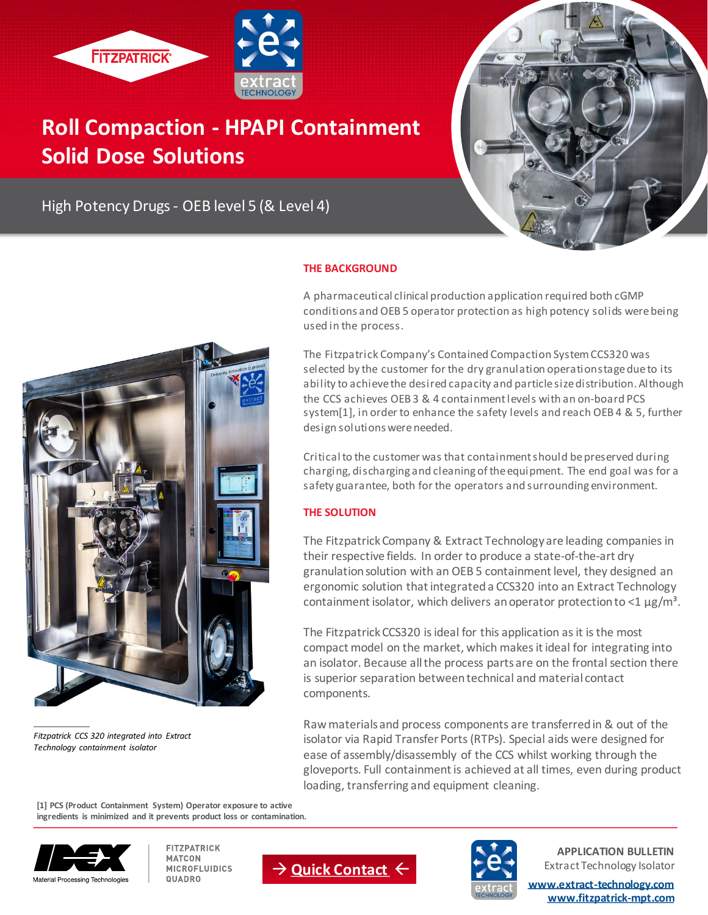# Roll Compaction - HPAPI Containment Solid Dose Solutions

High Potency Drugs - OEB level 5 (& Level 4)

## THE BACKGROUND

A pharmaceutical clinical production application required both cGMP conditions and OEB 5 operator protection as high potency solids were being used in the process.

The Fitzpatrick Company's Contained Compaction System CCS320 was selected by the customer for the dry granulation operation stage due to its ability to achieve the desired capacity and particle size distribution. Although the CCS achieves OEB 3 & 4 containment levels with an on-board PCS system[1], in order to enhance the safety levels and reach OEB 4 & 5, further design solutions were needed.

Critical to the customer was that containment should be preserved during charging, discharging and cleaning of the equipment. The end goal was for a safety guarantee, both for the operators and surrounding environment.

## THE SOLUTION

The Fitzpatrick Company & Extract Technology are leading companies in their respective fields. In order to produce a state-of-the-art dry granulation solution with an OEB 5 containment level, they designed an ergonomic solution that integrated a CCS320 into an Extract Technology containment isolator, which delivers an operator protection to <1 µg/m³.

The Fitzpatrick CCS320 is ideal for this application as it is the most compact model on the market, which makes it ideal for integrating into an isolator. Because all the process parts are on the frontal section there is superior separation between technical and material contact components.

Raw materials and process components are transferred in & out of the isolator via Rapid Transfer Ports (RTPs). Special aids were designed for ease of assembly/disassembly of the CCS whilst working through the gloveports. Full containment is achieved at all times, even during product loading, transferring and equipment cleaning.

*Fitzpatrick CCS 320 integrated into Extract Technology containment isolator*

**[1] PCS (Product Containment System) Operator exposure to active ingredients is minimized and it prevents product loss or contamination.**

Material Processing Technologies

FITZPATRICK
MATCON
MICROFLUIDICS
QUADRO

→ Quick Contact ←

**APPLICATION BULLETIN**
Extract Technology Isolator

www.extract-technology.com
www.fitzpatrick-mpt.com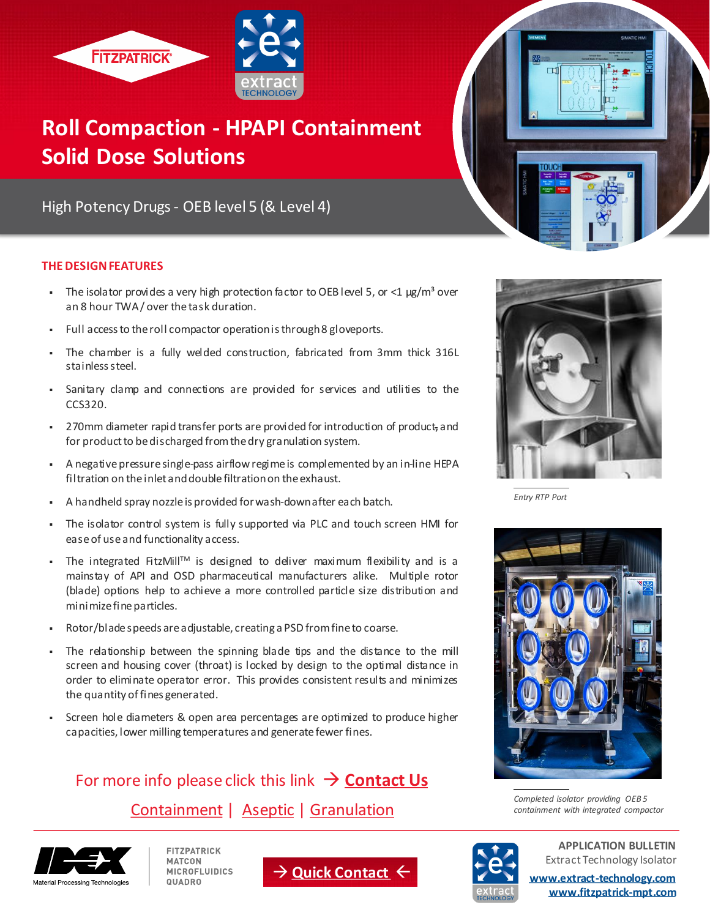# Roll Compaction - HPAPI Containment Solid Dose Solutions

High Potency Drugs - OEB level 5 (& Level 4)

## THE DESIGN FEATURES

- The isolator provides a very high protection factor to OEB level 5, or <1 µg/m³ over an 8 hour TWA / over the task duration.
- Full access to the roll compactor operation is through 8 gloveports.
- The chamber is a fully welded construction, fabricated from 3mm thick 316L stainless steel.
- Sanitary clamp and connections are provided for services and utilities to the CCS320.
- 270mm diameter rapid transfer ports are provided for introduction of product, and for product to be discharged from the dry granulation system.
- A negative pressure single-pass airflow regime is complemented by an in-line HEPA filtration on the inlet and double filtration on the exhaust.
- A handheld spray nozzle is provided for wash-down after each batch.
- The isolator control system is fully supported via PLC and touch screen HMI for ease of use and functionality access.
- The integrated FitzMill™ is designed to deliver maximum flexibility and is a mainstay of API and OSD pharmaceutical manufacturers alike. Multiple rotor (blade) options help to achieve a more controlled particle size distribution and minimize fine particles.
- Rotor/blade speeds are adjustable, creating a PSD from fine to coarse.
- The relationship between the spinning blade tips and the distance to the mill screen and housing cover (throat) is locked by design to the optimal distance in order to eliminate operator error. This provides consistent results and minimizes the quantity of fines generated.
- Screen hole diameters & open area percentages are optimized to produce higher capacities, lower milling temperatures and generate fewer fines.

*Entry RTP Port*

*Completed isolator providing OEB 5 containment with integrated compactor*

For more info please click this link → **Contact Us**

Containment | Aseptic | Granulation

IDEX Material Processing Technologies

FITZPATRICK
MATCON
MICROFLUIDICS
QUADRO

→ **Quick Contact** ←

**APPLICATION BULLETIN**
Extract Technology Isolator

www.extract-technology.com
www.fitzpatrick-mpt.com